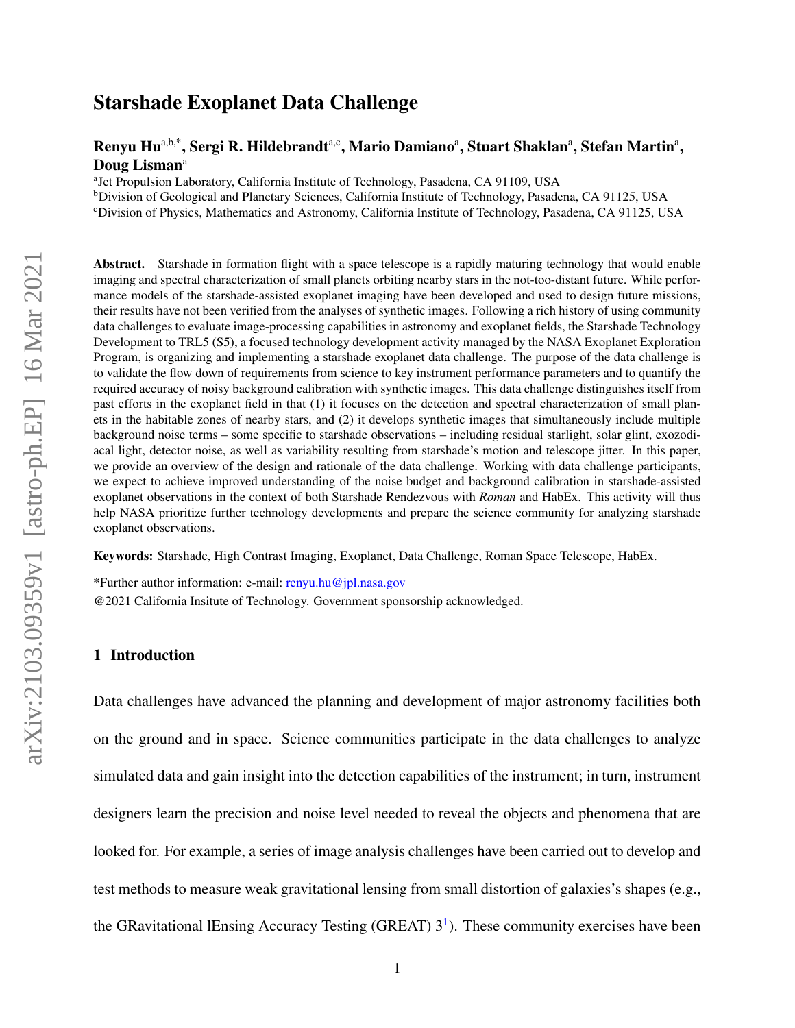# Starshade Exoplanet Data Challenge

**Renyu Hu**[a,b,*], **Sergi R. Hildebrandt**[a,c], **Mario Damiano**[a], **Stuart Shaklan**[a], **Stefan Martin**[a], **Doug Lisman**[a]

[a]Jet Propulsion Laboratory, California Institute of Technology, Pasadena, CA 91109, USA
[b]Division of Geological and Planetary Sciences, California Institute of Technology, Pasadena, CA 91125, USA
[c]Division of Physics, Mathematics and Astronomy, California Institute of Technology, Pasadena, CA 91125, USA

**Abstract.** Starshade in formation flight with a space telescope is a rapidly maturing technology that would enable imaging and spectral characterization of small planets orbiting nearby stars in the not-too-distant future. While performance models of the starshade-assisted exoplanet imaging have been developed and used to design future missions, their results have not been verified from the analyses of synthetic images. Following a rich history of using community data challenges to evaluate image-processing capabilities in astronomy and exoplanet fields, the Starshade Technology Development to TRL5 (S5), a focused technology development activity managed by the NASA Exoplanet Exploration Program, is organizing and implementing a starshade exoplanet data challenge. The purpose of the data challenge is to validate the flow down of requirements from science to key instrument performance parameters and to quantify the required accuracy of noisy background calibration with synthetic images. This data challenge distinguishes itself from past efforts in the exoplanet field in that (1) it focuses on the detection and spectral characterization of small planets in the habitable zones of nearby stars, and (2) it develops synthetic images that simultaneously include multiple background noise terms – some specific to starshade observations – including residual starlight, solar glint, exozodiacal light, detector noise, as well as variability resulting from starshade's motion and telescope jitter. In this paper, we provide an overview of the design and rationale of the data challenge. Working with data challenge participants, we expect to achieve improved understanding of the noise budget and background calibration in starshade-assisted exoplanet observations in the context of both Starshade Rendezvous with *Roman* and HabEx. This activity will thus help NASA prioritize further technology developments and prepare the science community for analyzing starshade exoplanet observations.

**Keywords:** Starshade, High Contrast Imaging, Exoplanet, Data Challenge, Roman Space Telescope, HabEx.

*Further author information: e-mail: renyu.hu@jpl.nasa.gov
@2021 California Insitute of Technology. Government sponsorship acknowledged.

## 1 Introduction

Data challenges have advanced the planning and development of major astronomy facilities both on the ground and in space. Science communities participate in the data challenges to analyze simulated data and gain insight into the detection capabilities of the instrument; in turn, instrument designers learn the precision and noise level needed to reveal the objects and phenomena that are looked for. For example, a series of image analysis challenges have been carried out to develop and test methods to measure weak gravitational lensing from small distortion of galaxies's shapes (e.g., the GRavitational lEnsing Accuracy Testing (GREAT) 3[1]). These community exercises have been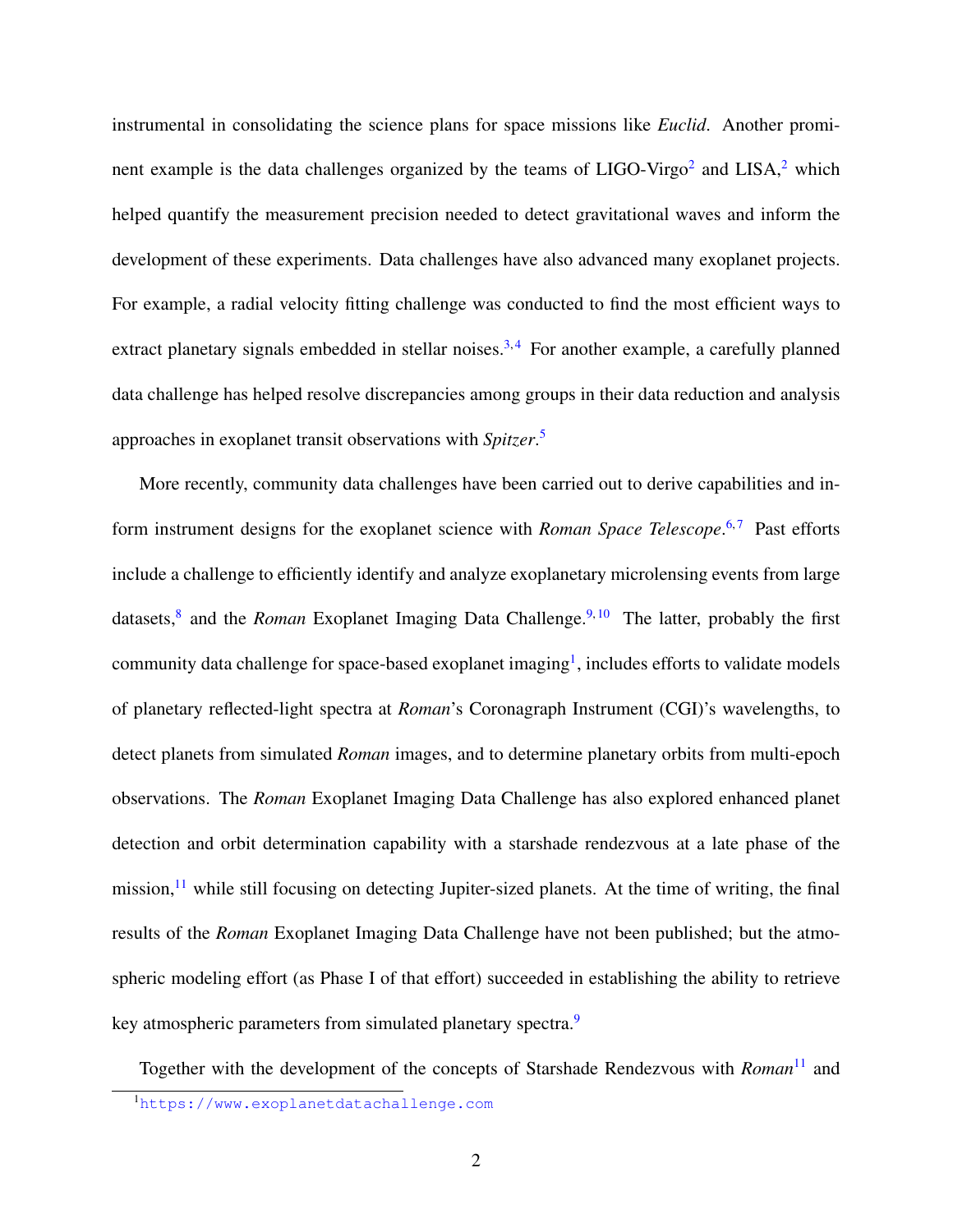instrumental in consolidating the science plans for space missions like *Euclid*. Another prominent example is the data challenges organized by the teams of LIGO-Virgo[2] and LISA,[2] which helped quantify the measurement precision needed to detect gravitational waves and inform the development of these experiments. Data challenges have also advanced many exoplanet projects. For example, a radial velocity fitting challenge was conducted to find the most efficient ways to extract planetary signals embedded in stellar noises.[3,4] For another example, a carefully planned data challenge has helped resolve discrepancies among groups in their data reduction and analysis approaches in exoplanet transit observations with *Spitzer*.[5]

More recently, community data challenges have been carried out to derive capabilities and inform instrument designs for the exoplanet science with *Roman Space Telescope*.[6,7] Past efforts include a challenge to efficiently identify and analyze exoplanetary microlensing events from large datasets,[8] and the *Roman* Exoplanet Imaging Data Challenge.[9,10] The latter, probably the first community data challenge for space-based exoplanet imaging[1], includes efforts to validate models of planetary reflected-light spectra at *Roman*'s Coronagraph Instrument (CGI)'s wavelengths, to detect planets from simulated *Roman* images, and to determine planetary orbits from multi-epoch observations. The *Roman* Exoplanet Imaging Data Challenge has also explored enhanced planet detection and orbit determination capability with a starshade rendezvous at a late phase of the mission,[11] while still focusing on detecting Jupiter-sized planets. At the time of writing, the final results of the *Roman* Exoplanet Imaging Data Challenge have not been published; but the atmospheric modeling effort (as Phase I of that effort) succeeded in establishing the ability to retrieve key atmospheric parameters from simulated planetary spectra.[9]

Together with the development of the concepts of Starshade Rendezvous with *Roman*[11] and

[1] https://www.exoplanetdatachallenge.com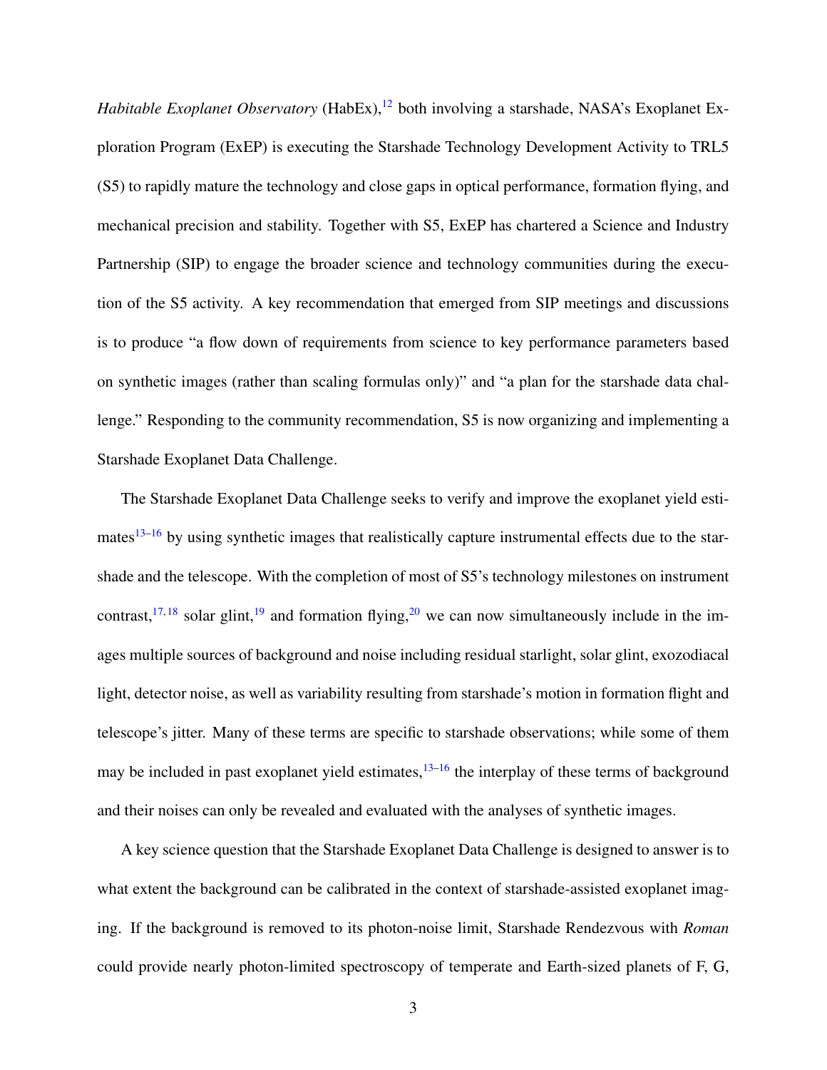*Habitable Exoplanet Observatory* (HabEx),[12] both involving a starshade, NASA's Exoplanet Exploration Program (ExEP) is executing the Starshade Technology Development Activity to TRL5 (S5) to rapidly mature the technology and close gaps in optical performance, formation flying, and mechanical precision and stability. Together with S5, ExEP has chartered a Science and Industry Partnership (SIP) to engage the broader science and technology communities during the execution of the S5 activity. A key recommendation that emerged from SIP meetings and discussions is to produce "a flow down of requirements from science to key performance parameters based on synthetic images (rather than scaling formulas only)" and "a plan for the starshade data challenge." Responding to the community recommendation, S5 is now organizing and implementing a Starshade Exoplanet Data Challenge.

The Starshade Exoplanet Data Challenge seeks to verify and improve the exoplanet yield estimates[13–16] by using synthetic images that realistically capture instrumental effects due to the starshade and the telescope. With the completion of most of S5's technology milestones on instrument contrast,[17,18] solar glint,[19] and formation flying,[20] we can now simultaneously include in the images multiple sources of background and noise including residual starlight, solar glint, exozodiacal light, detector noise, as well as variability resulting from starshade's motion in formation flight and telescope's jitter. Many of these terms are specific to starshade observations; while some of them may be included in past exoplanet yield estimates,[13–16] the interplay of these terms of background and their noises can only be revealed and evaluated with the analyses of synthetic images.

A key science question that the Starshade Exoplanet Data Challenge is designed to answer is to what extent the background can be calibrated in the context of starshade-assisted exoplanet imaging. If the background is removed to its photon-noise limit, Starshade Rendezvous with *Roman* could provide nearly photon-limited spectroscopy of temperate and Earth-sized planets of F, G,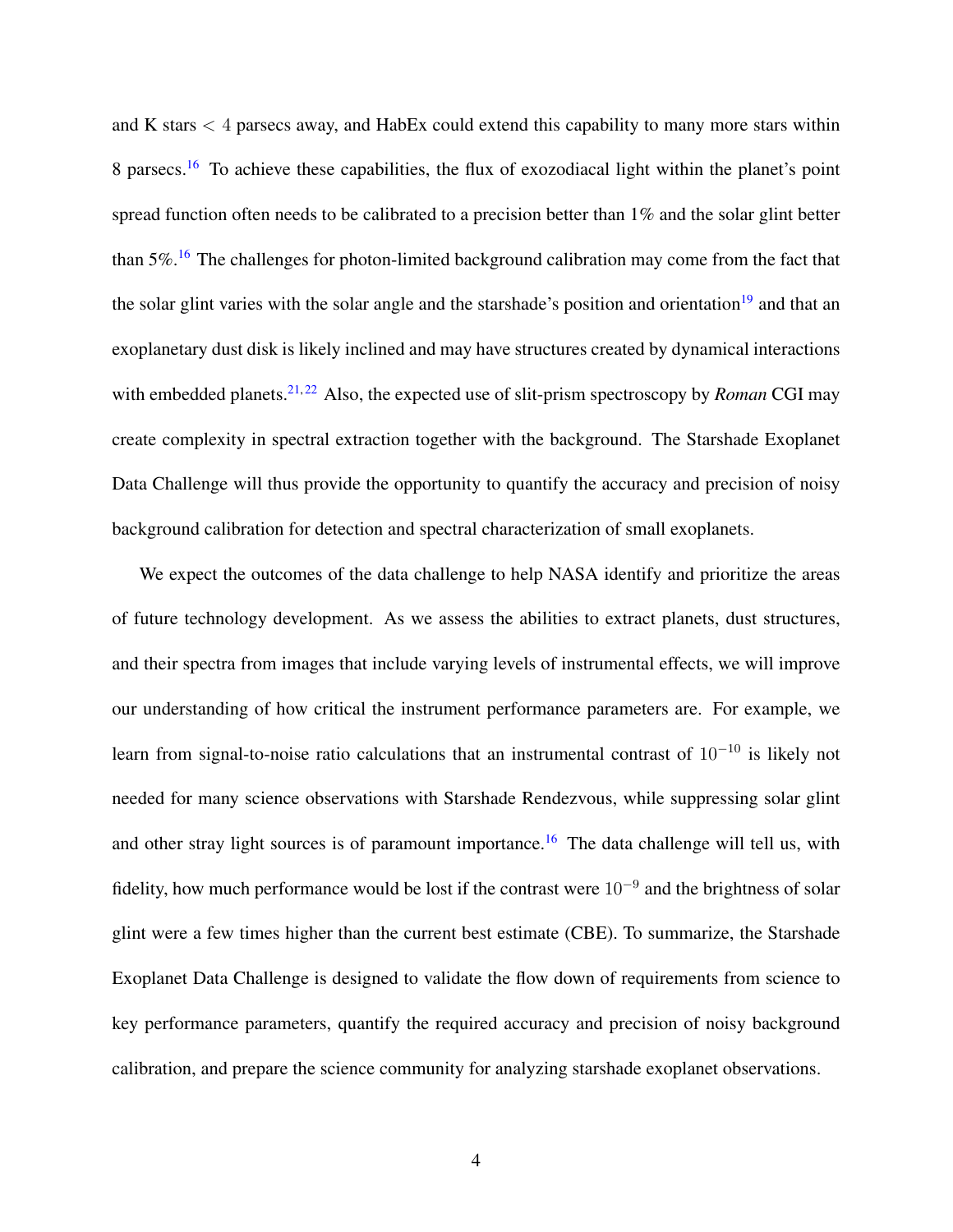and K stars $< 4$ parsecs away, and HabEx could extend this capability to many more stars within 8 parsecs.[16] To achieve these capabilities, the flux of exozodiacal light within the planet's point spread function often needs to be calibrated to a precision better than 1% and the solar glint better than 5%.[16] The challenges for photon-limited background calibration may come from the fact that the solar glint varies with the solar angle and the starshade's position and orientation[19] and that an exoplanetary dust disk is likely inclined and may have structures created by dynamical interactions with embedded planets.[21,22] Also, the expected use of slit-prism spectroscopy by *Roman* CGI may create complexity in spectral extraction together with the background. The Starshade Exoplanet Data Challenge will thus provide the opportunity to quantify the accuracy and precision of noisy background calibration for detection and spectral characterization of small exoplanets.

We expect the outcomes of the data challenge to help NASA identify and prioritize the areas of future technology development. As we assess the abilities to extract planets, dust structures, and their spectra from images that include varying levels of instrumental effects, we will improve our understanding of how critical the instrument performance parameters are. For example, we learn from signal-to-noise ratio calculations that an instrumental contrast of $10^{-10}$ is likely not needed for many science observations with Starshade Rendezvous, while suppressing solar glint and other stray light sources is of paramount importance.[16] The data challenge will tell us, with fidelity, how much performance would be lost if the contrast were $10^{-9}$ and the brightness of solar glint were a few times higher than the current best estimate (CBE). To summarize, the Starshade Exoplanet Data Challenge is designed to validate the flow down of requirements from science to key performance parameters, quantify the required accuracy and precision of noisy background calibration, and prepare the science community for analyzing starshade exoplanet observations.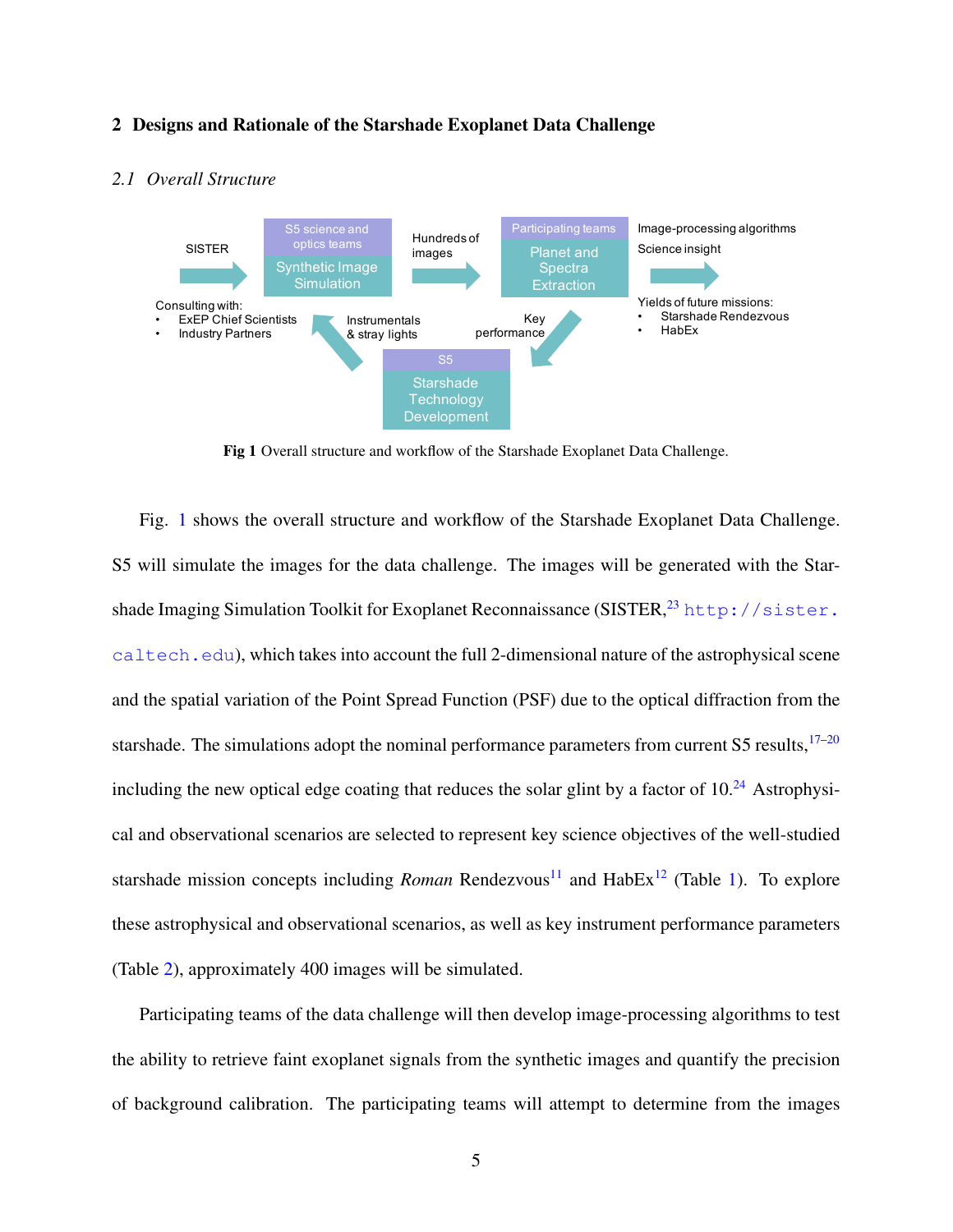## 2 Designs and Rationale of the Starshade Exoplanet Data Challenge

### *2.1 Overall Structure*

**Fig 1** Overall structure and workflow of the Starshade Exoplanet Data Challenge.

Fig. 1 shows the overall structure and workflow of the Starshade Exoplanet Data Challenge. S5 will simulate the images for the data challenge. The images will be generated with the Starshade Imaging Simulation Toolkit for Exoplanet Reconnaissance (SISTER,[23] http://sister.caltech.edu), which takes into account the full 2-dimensional nature of the astrophysical scene and the spatial variation of the Point Spread Function (PSF) due to the optical diffraction from the starshade. The simulations adopt the nominal performance parameters from current S5 results,[17–20] including the new optical edge coating that reduces the solar glint by a factor of 10.[24] Astrophysical and observational scenarios are selected to represent key science objectives of the well-studied starshade mission concepts including *Roman* Rendezvous[11] and HabEx[12] (Table 1). To explore these astrophysical and observational scenarios, as well as key instrument performance parameters (Table 2), approximately 400 images will be simulated.

Participating teams of the data challenge will then develop image-processing algorithms to test the ability to retrieve faint exoplanet signals from the synthetic images and quantify the precision of background calibration. The participating teams will attempt to determine from the images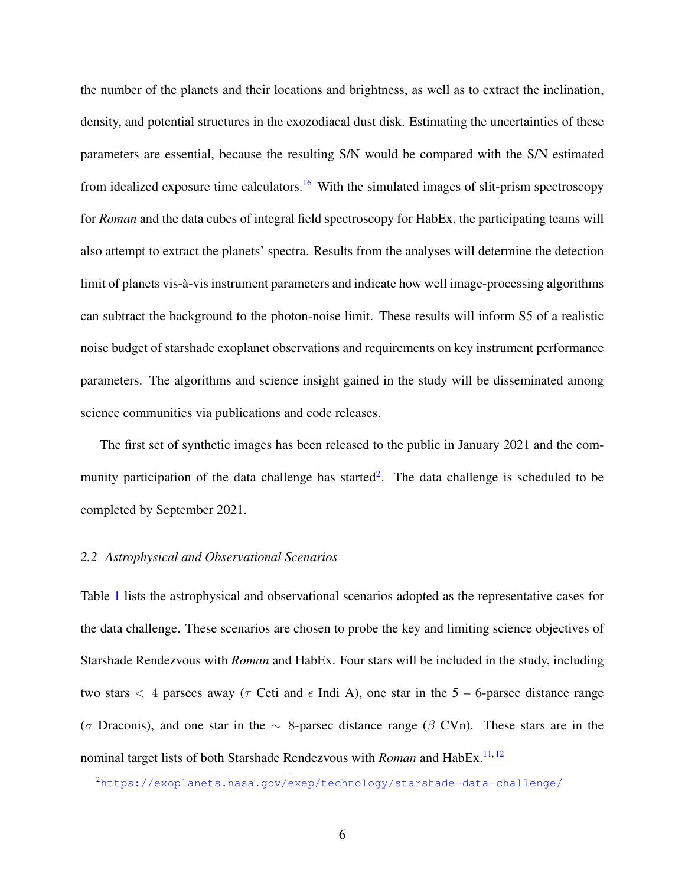the number of the planets and their locations and brightness, as well as to extract the inclination, density, and potential structures in the exozodiacal dust disk. Estimating the uncertainties of these parameters are essential, because the resulting S/N would be compared with the S/N estimated from idealized exposure time calculators.[16] With the simulated images of slit-prism spectroscopy for *Roman* and the data cubes of integral field spectroscopy for HabEx, the participating teams will also attempt to extract the planets' spectra. Results from the analyses will determine the detection limit of planets vis-à-vis instrument parameters and indicate how well image-processing algorithms can subtract the background to the photon-noise limit. These results will inform S5 of a realistic noise budget of starshade exoplanet observations and requirements on key instrument performance parameters. The algorithms and science insight gained in the study will be disseminated among science communities via publications and code releases.

The first set of synthetic images has been released to the public in January 2021 and the community participation of the data challenge has started[2]. The data challenge is scheduled to be completed by September 2021.

### 2.2 *Astrophysical and Observational Scenarios*

Table 1 lists the astrophysical and observational scenarios adopted as the representative cases for the data challenge. These scenarios are chosen to probe the key and limiting science objectives of Starshade Rendezvous with *Roman* and HabEx. Four stars will be included in the study, including two stars $< 4$ parsecs away ($\tau$ Ceti and $\epsilon$ Indi A), one star in the 5 – 6-parsec distance range ($\sigma$ Draconis), and one star in the $\sim$ 8-parsec distance range ($\beta$ CVn). These stars are in the nominal target lists of both Starshade Rendezvous with *Roman* and HabEx.[11,12]

[2] https://exoplanets.nasa.gov/exep/technology/starshade-data-challenge/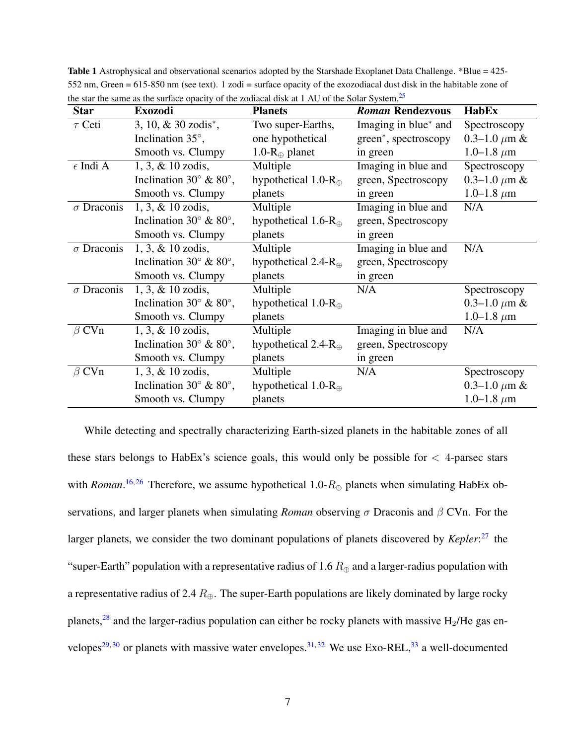**Table 1** Astrophysical and observational scenarios adopted by the Starshade Exoplanet Data Challenge. *Blue = 425-552 nm, Green = 615-850 nm (see text). 1 zodi = surface opacity of the exozodiacal dust disk in the habitable zone of the star the same as the surface opacity of the zodiacal disk at 1 AU of the Solar System.[25]

| Star | Exozodi | Planets | *Roman* Rendezvous | HabEx |
|---|---|---|---|---|
| $\tau$ Ceti | 3, 10, & 30 zodis*, Inclination 35°, Smooth vs. Clumpy | Two super-Earths, one hypothetical 1.0-$R_\oplus$ planet | Imaging in blue* and green*, spectroscopy in green | Spectroscopy 0.3–1.0 $\mu$m & 1.0–1.8 $\mu$m |
| $\epsilon$ Indi A | 1, 3, & 10 zodis, Inclination 30° & 80°, Smooth vs. Clumpy | Multiple hypothetical 1.0-$R_\oplus$ planets | Imaging in blue and green, Spectroscopy in green | Spectroscopy 0.3–1.0 $\mu$m & 1.0–1.8 $\mu$m |
| $\sigma$ Draconis | 1, 3, & 10 zodis, Inclination 30° & 80°, Smooth vs. Clumpy | Multiple hypothetical 1.6-$R_\oplus$ planets | Imaging in blue and green, Spectroscopy in green | N/A |
| $\sigma$ Draconis | 1, 3, & 10 zodis, Inclination 30° & 80°, Smooth vs. Clumpy | Multiple hypothetical 2.4-$R_\oplus$ planets | Imaging in blue and green, Spectroscopy in green | N/A |
| $\sigma$ Draconis | 1, 3, & 10 zodis, Inclination 30° & 80°, Smooth vs. Clumpy | Multiple hypothetical 1.0-$R_\oplus$ planets | N/A | Spectroscopy 0.3–1.0 $\mu$m & 1.0–1.8 $\mu$m |
| $\beta$ CVn | 1, 3, & 10 zodis, Inclination 30° & 80°, Smooth vs. Clumpy | Multiple hypothetical 2.4-$R_\oplus$ planets | Imaging in blue and green, Spectroscopy in green | N/A |
| $\beta$ CVn | 1, 3, & 10 zodis, Inclination 30° & 80°, Smooth vs. Clumpy | Multiple hypothetical 1.0-$R_\oplus$ planets | N/A | Spectroscopy 0.3–1.0 $\mu$m & 1.0–1.8 $\mu$m |

While detecting and spectrally characterizing Earth-sized planets in the habitable zones of all these stars belongs to HabEx's science goals, this would only be possible for $<$ 4-parsec stars with *Roman*.[16,26] Therefore, we assume hypothetical 1.0-$R_\oplus$ planets when simulating HabEx observations, and larger planets when simulating *Roman* observing $\sigma$ Draconis and $\beta$ CVn. For the larger planets, we consider the two dominant populations of planets discovered by *Kepler*:[27] the "super-Earth" population with a representative radius of 1.6 $R_\oplus$ and a larger-radius population with a representative radius of 2.4 $R_\oplus$. The super-Earth populations are likely dominated by large rocky planets,[28] and the larger-radius population can either be rocky planets with massive $H_2$/He gas envelopes[29,30] or planets with massive water envelopes.[31,32] We use Exo-REL,[33] a well-documented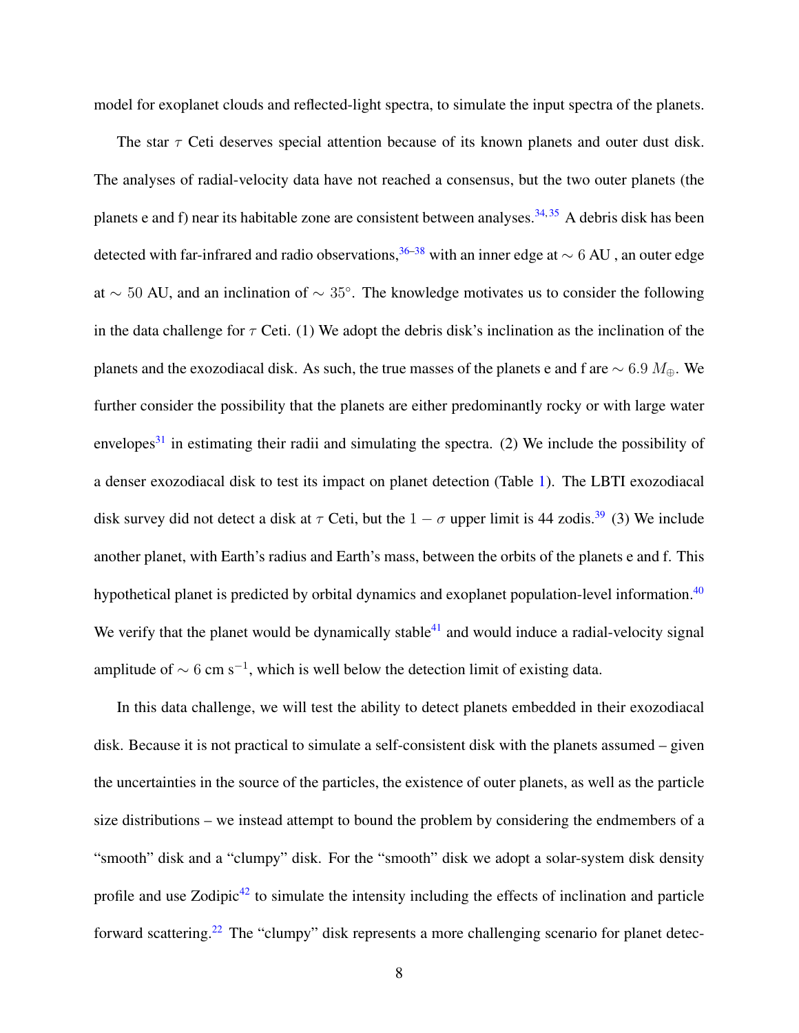model for exoplanet clouds and reflected-light spectra, to simulate the input spectra of the planets.

The star $\tau$ Ceti deserves special attention because of its known planets and outer dust disk. The analyses of radial-velocity data have not reached a consensus, but the two outer planets (the planets e and f) near its habitable zone are consistent between analyses.[34,35] A debris disk has been detected with far-infrared and radio observations,[36–38] with an inner edge at $\sim 6$ AU , an outer edge at $\sim 50$ AU, and an inclination of $\sim 35^{\circ}$. The knowledge motivates us to consider the following in the data challenge for $\tau$ Ceti. (1) We adopt the debris disk's inclination as the inclination of the planets and the exozodiacal disk. As such, the true masses of the planets e and f are $\sim 6.9\ M_{\oplus}$. We further consider the possibility that the planets are either predominantly rocky or with large water envelopes[31] in estimating their radii and simulating the spectra. (2) We include the possibility of a denser exozodiacal disk to test its impact on planet detection (Table 1). The LBTI exozodiacal disk survey did not detect a disk at $\tau$ Ceti, but the $1-\sigma$ upper limit is 44 zodis.[39] (3) We include another planet, with Earth's radius and Earth's mass, between the orbits of the planets e and f. This hypothetical planet is predicted by orbital dynamics and exoplanet population-level information.[40] We verify that the planet would be dynamically stable[41] and would induce a radial-velocity signal amplitude of $\sim 6$ cm s$^{-1}$, which is well below the detection limit of existing data.

In this data challenge, we will test the ability to detect planets embedded in their exozodiacal disk. Because it is not practical to simulate a self-consistent disk with the planets assumed – given the uncertainties in the source of the particles, the existence of outer planets, as well as the particle size distributions – we instead attempt to bound the problem by considering the endmembers of a "smooth" disk and a "clumpy" disk. For the "smooth" disk we adopt a solar-system disk density profile and use Zodipic[42] to simulate the intensity including the effects of inclination and particle forward scattering.[22] The "clumpy" disk represents a more challenging scenario for planet detec-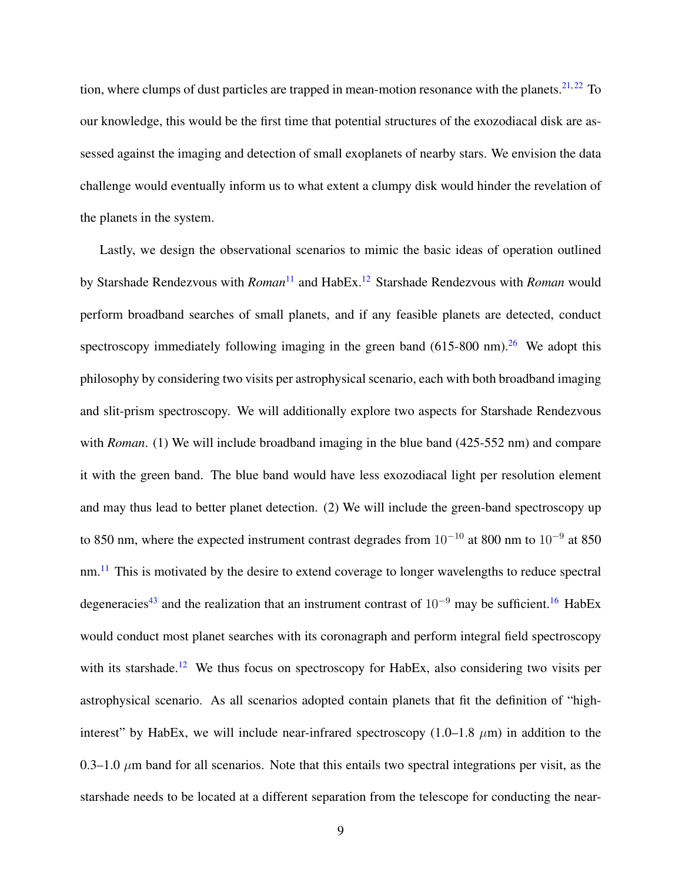tion, where clumps of dust particles are trapped in mean-motion resonance with the planets.[21,22] To our knowledge, this would be the first time that potential structures of the exozodiacal disk are assessed against the imaging and detection of small exoplanets of nearby stars. We envision the data challenge would eventually inform us to what extent a clumpy disk would hinder the revelation of the planets in the system.

Lastly, we design the observational scenarios to mimic the basic ideas of operation outlined by Starshade Rendezvous with *Roman*[11] and HabEx.[12] Starshade Rendezvous with *Roman* would perform broadband searches of small planets, and if any feasible planets are detected, conduct spectroscopy immediately following imaging in the green band (615-800 nm).[26] We adopt this philosophy by considering two visits per astrophysical scenario, each with both broadband imaging and slit-prism spectroscopy. We will additionally explore two aspects for Starshade Rendezvous with *Roman*. (1) We will include broadband imaging in the blue band (425-552 nm) and compare it with the green band. The blue band would have less exozodiacal light per resolution element and may thus lead to better planet detection. (2) We will include the green-band spectroscopy up to 850 nm, where the expected instrument contrast degrades from $10^{-10}$ at 800 nm to $10^{-9}$ at 850 nm.[11] This is motivated by the desire to extend coverage to longer wavelengths to reduce spectral degeneracies[43] and the realization that an instrument contrast of $10^{-9}$ may be sufficient.[16] HabEx would conduct most planet searches with its coronagraph and perform integral field spectroscopy with its starshade.[12] We thus focus on spectroscopy for HabEx, also considering two visits per astrophysical scenario. As all scenarios adopted contain planets that fit the definition of "high-interest" by HabEx, we will include near-infrared spectroscopy (1.0–1.8 $\mu$m) in addition to the 0.3–1.0 $\mu$m band for all scenarios. Note that this entails two spectral integrations per visit, as the starshade needs to be located at a different separation from the telescope for conducting the near-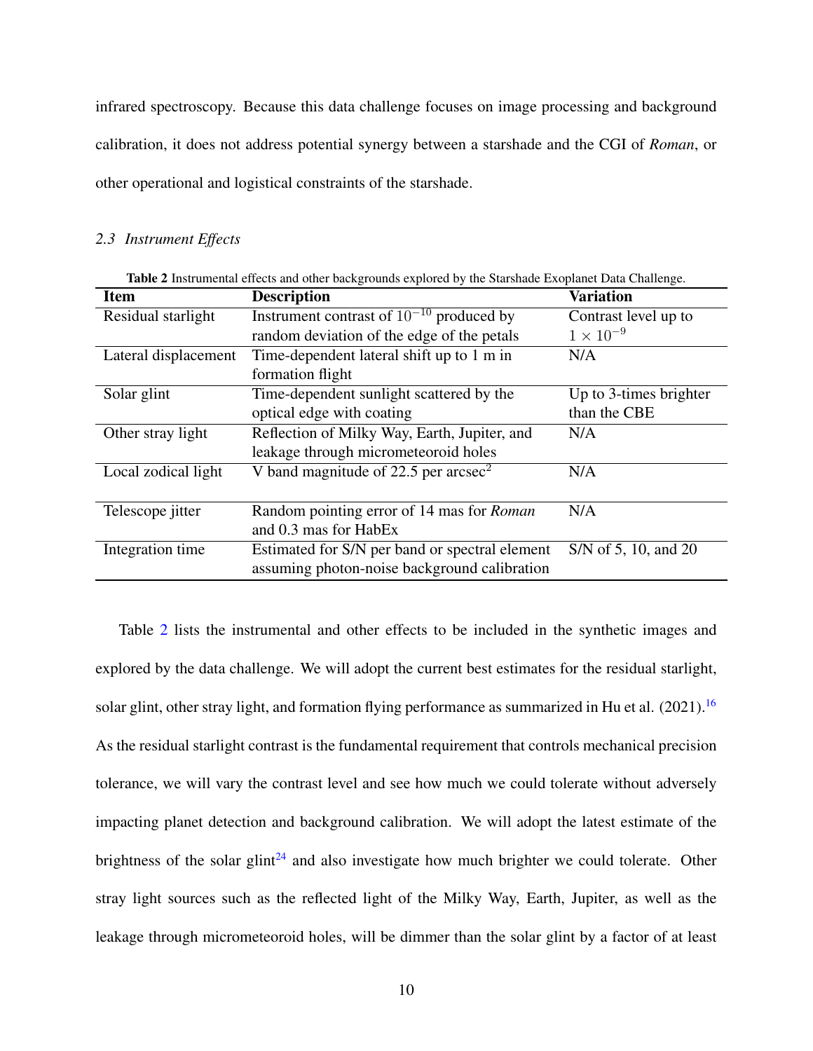infrared spectroscopy. Because this data challenge focuses on image processing and background calibration, it does not address potential synergy between a starshade and the CGI of *Roman*, or other operational and logistical constraints of the starshade.

### 2.3 Instrument Effects

**Table 2** Instrumental effects and other backgrounds explored by the Starshade Exoplanet Data Challenge.

| Item | Description | Variation |
|---|---|---|
| Residual starlight | Instrument contrast of $10^{-10}$ produced by random deviation of the edge of the petals | Contrast level up to $1 \times 10^{-9}$ |
| Lateral displacement | Time-dependent lateral shift up to 1 m in formation flight | N/A |
| Solar glint | Time-dependent sunlight scattered by the optical edge with coating | Up to 3-times brighter than the CBE |
| Other stray light | Reflection of Milky Way, Earth, Jupiter, and leakage through micrometeoroid holes | N/A |
| Local zodical light | V band magnitude of 22.5 per arcsec$^2$ | N/A |
| Telescope jitter | Random pointing error of 14 mas for *Roman* and 0.3 mas for HabEx | N/A |
| Integration time | Estimated for S/N per band or spectral element assuming photon-noise background calibration | S/N of 5, 10, and 20 |

Table 2 lists the instrumental and other effects to be included in the synthetic images and explored by the data challenge. We will adopt the current best estimates for the residual starlight, solar glint, other stray light, and formation flying performance as summarized in Hu et al. (2021).[16] As the residual starlight contrast is the fundamental requirement that controls mechanical precision tolerance, we will vary the contrast level and see how much we could tolerate without adversely impacting planet detection and background calibration. We will adopt the latest estimate of the brightness of the solar glint[24] and also investigate how much brighter we could tolerate. Other stray light sources such as the reflected light of the Milky Way, Earth, Jupiter, as well as the leakage through micrometeoroid holes, will be dimmer than the solar glint by a factor of at least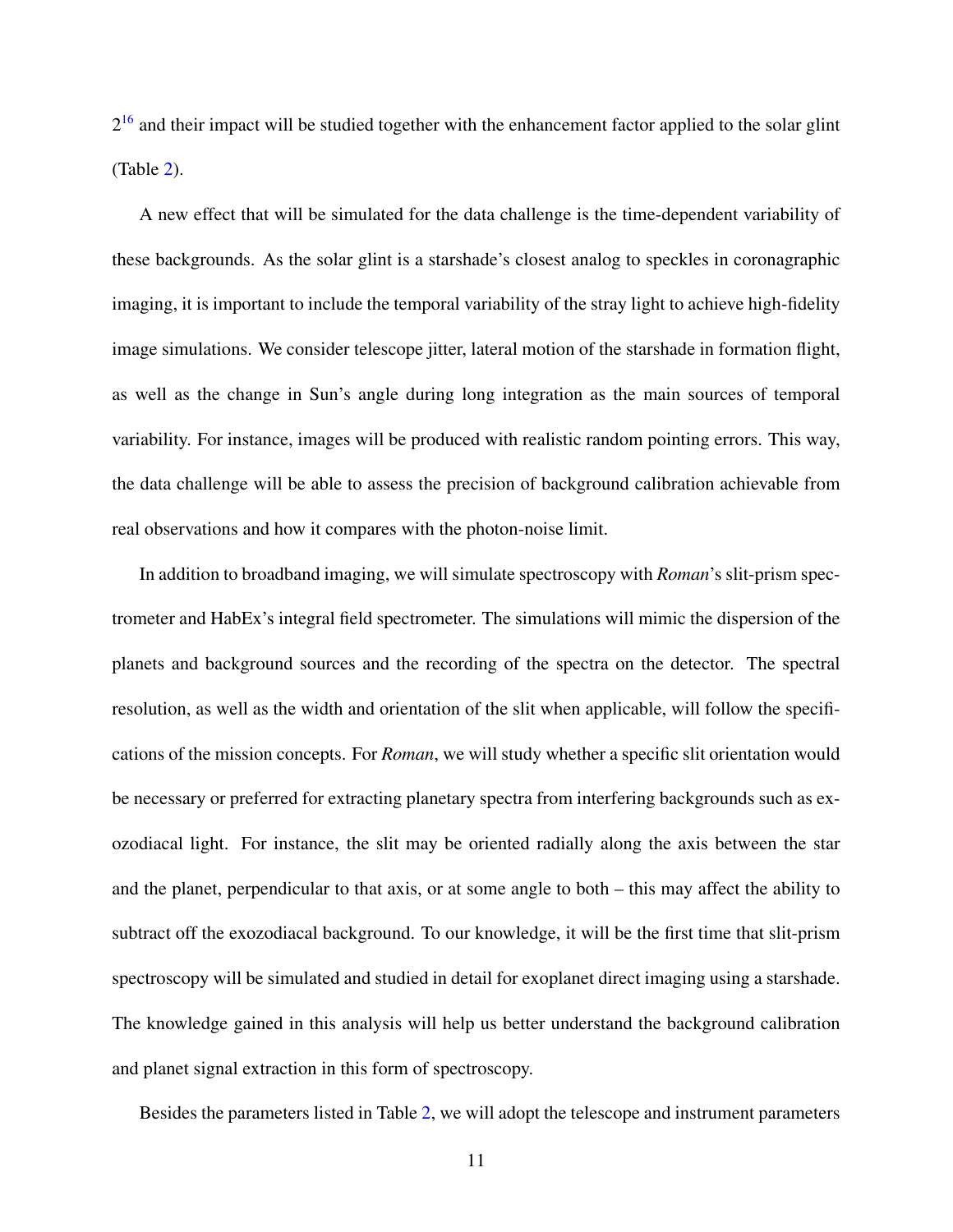2[16] and their impact will be studied together with the enhancement factor applied to the solar glint (Table 2).

A new effect that will be simulated for the data challenge is the time-dependent variability of these backgrounds. As the solar glint is a starshade's closest analog to speckles in coronagraphic imaging, it is important to include the temporal variability of the stray light to achieve high-fidelity image simulations. We consider telescope jitter, lateral motion of the starshade in formation flight, as well as the change in Sun's angle during long integration as the main sources of temporal variability. For instance, images will be produced with realistic random pointing errors. This way, the data challenge will be able to assess the precision of background calibration achievable from real observations and how it compares with the photon-noise limit.

In addition to broadband imaging, we will simulate spectroscopy with *Roman*'s slit-prism spectrometer and HabEx's integral field spectrometer. The simulations will mimic the dispersion of the planets and background sources and the recording of the spectra on the detector. The spectral resolution, as well as the width and orientation of the slit when applicable, will follow the specifications of the mission concepts. For *Roman*, we will study whether a specific slit orientation would be necessary or preferred for extracting planetary spectra from interfering backgrounds such as exozodiacal light. For instance, the slit may be oriented radially along the axis between the star and the planet, perpendicular to that axis, or at some angle to both – this may affect the ability to subtract off the exozodiacal background. To our knowledge, it will be the first time that slit-prism spectroscopy will be simulated and studied in detail for exoplanet direct imaging using a starshade. The knowledge gained in this analysis will help us better understand the background calibration and planet signal extraction in this form of spectroscopy.

Besides the parameters listed in Table 2, we will adopt the telescope and instrument parameters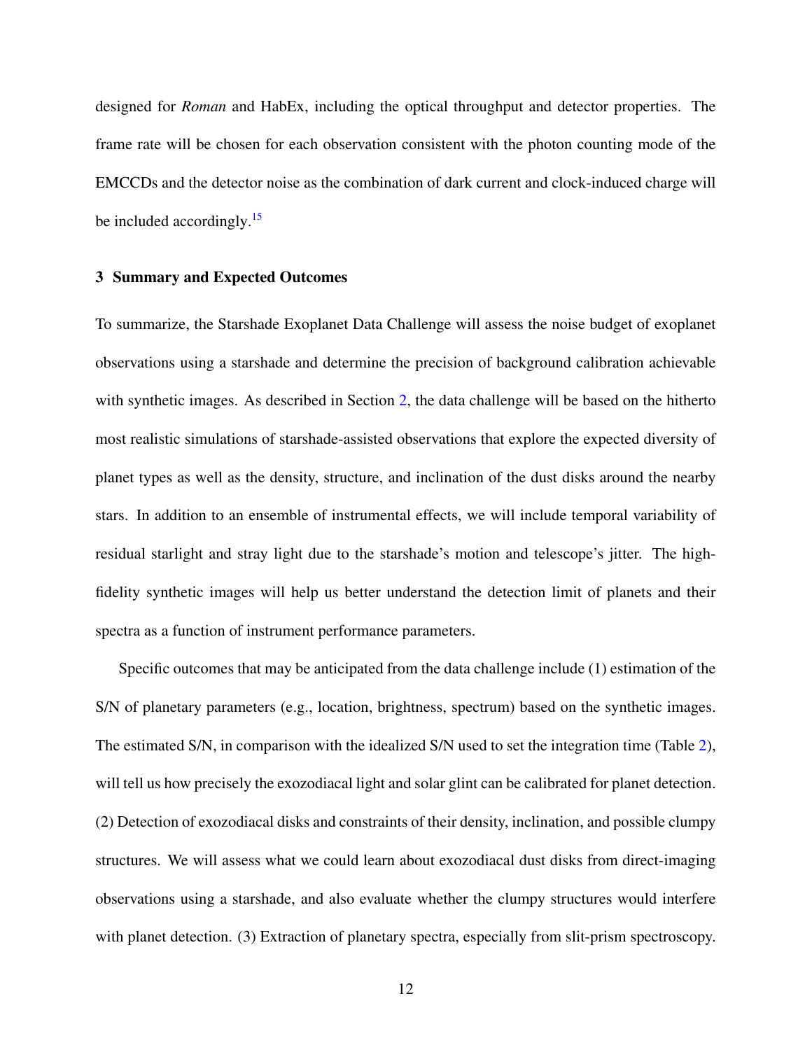designed for *Roman* and HabEx, including the optical throughput and detector properties. The frame rate will be chosen for each observation consistent with the photon counting mode of the EMCCDs and the detector noise as the combination of dark current and clock-induced charge will be included accordingly.[15]

## 3 Summary and Expected Outcomes

To summarize, the Starshade Exoplanet Data Challenge will assess the noise budget of exoplanet observations using a starshade and determine the precision of background calibration achievable with synthetic images. As described in Section 2, the data challenge will be based on the hitherto most realistic simulations of starshade-assisted observations that explore the expected diversity of planet types as well as the density, structure, and inclination of the dust disks around the nearby stars. In addition to an ensemble of instrumental effects, we will include temporal variability of residual starlight and stray light due to the starshade's motion and telescope's jitter. The high-fidelity synthetic images will help us better understand the detection limit of planets and their spectra as a function of instrument performance parameters.

Specific outcomes that may be anticipated from the data challenge include (1) estimation of the S/N of planetary parameters (e.g., location, brightness, spectrum) based on the synthetic images. The estimated S/N, in comparison with the idealized S/N used to set the integration time (Table 2), will tell us how precisely the exozodiacal light and solar glint can be calibrated for planet detection. (2) Detection of exozodiacal disks and constraints of their density, inclination, and possible clumpy structures. We will assess what we could learn about exozodiacal dust disks from direct-imaging observations using a starshade, and also evaluate whether the clumpy structures would interfere with planet detection. (3) Extraction of planetary spectra, especially from slit-prism spectroscopy.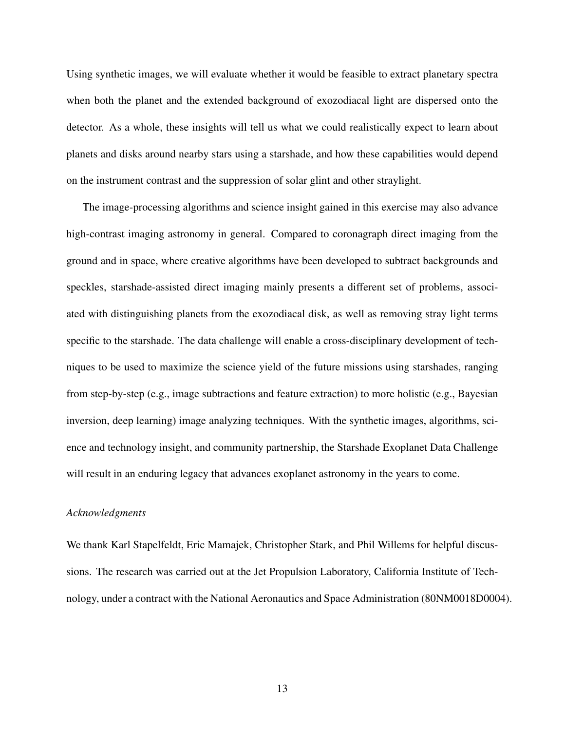Using synthetic images, we will evaluate whether it would be feasible to extract planetary spectra when both the planet and the extended background of exozodiacal light are dispersed onto the detector. As a whole, these insights will tell us what we could realistically expect to learn about planets and disks around nearby stars using a starshade, and how these capabilities would depend on the instrument contrast and the suppression of solar glint and other straylight.

The image-processing algorithms and science insight gained in this exercise may also advance high-contrast imaging astronomy in general. Compared to coronagraph direct imaging from the ground and in space, where creative algorithms have been developed to subtract backgrounds and speckles, starshade-assisted direct imaging mainly presents a different set of problems, associated with distinguishing planets from the exozodiacal disk, as well as removing stray light terms specific to the starshade. The data challenge will enable a cross-disciplinary development of techniques to be used to maximize the science yield of the future missions using starshades, ranging from step-by-step (e.g., image subtractions and feature extraction) to more holistic (e.g., Bayesian inversion, deep learning) image analyzing techniques. With the synthetic images, algorithms, science and technology insight, and community partnership, the Starshade Exoplanet Data Challenge will result in an enduring legacy that advances exoplanet astronomy in the years to come.

*Acknowledgments*

We thank Karl Stapelfeldt, Eric Mamajek, Christopher Stark, and Phil Willems for helpful discussions. The research was carried out at the Jet Propulsion Laboratory, California Institute of Technology, under a contract with the National Aeronautics and Space Administration (80NM0018D0004).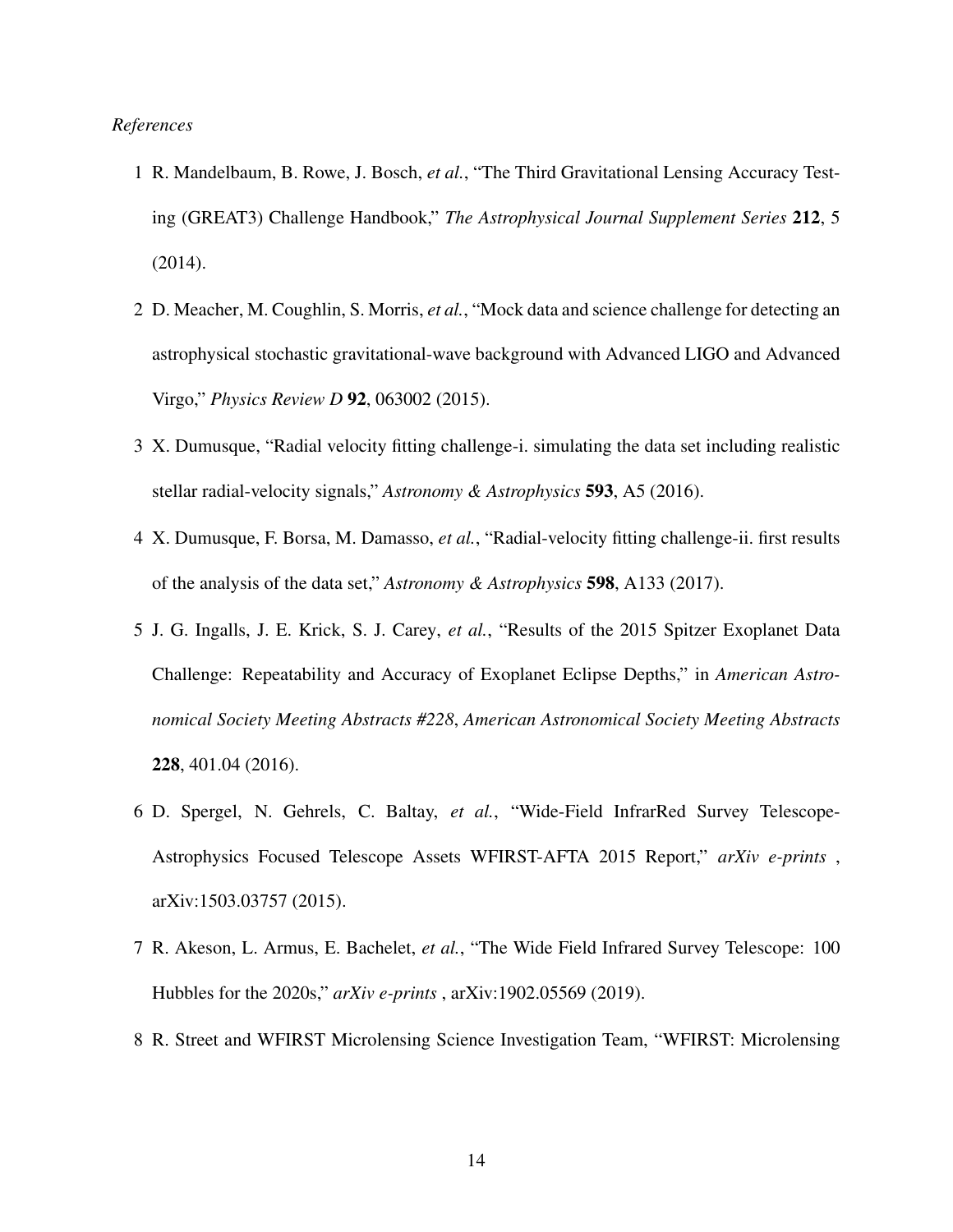*References*

1 R. Mandelbaum, B. Rowe, J. Bosch, *et al.*, "The Third Gravitational Lensing Accuracy Testing (GREAT3) Challenge Handbook," *The Astrophysical Journal Supplement Series* **212**, 5 (2014).

2 D. Meacher, M. Coughlin, S. Morris, *et al.*, "Mock data and science challenge for detecting an astrophysical stochastic gravitational-wave background with Advanced LIGO and Advanced Virgo," *Physics Review D* **92**, 063002 (2015).

3 X. Dumusque, "Radial velocity fitting challenge-i. simulating the data set including realistic stellar radial-velocity signals," *Astronomy & Astrophysics* **593**, A5 (2016).

4 X. Dumusque, F. Borsa, M. Damasso, *et al.*, "Radial-velocity fitting challenge-ii. first results of the analysis of the data set," *Astronomy & Astrophysics* **598**, A133 (2017).

5 J. G. Ingalls, J. E. Krick, S. J. Carey, *et al.*, "Results of the 2015 Spitzer Exoplanet Data Challenge: Repeatability and Accuracy of Exoplanet Eclipse Depths," in *American Astronomical Society Meeting Abstracts #228*, *American Astronomical Society Meeting Abstracts* **228**, 401.04 (2016).

6 D. Spergel, N. Gehrels, C. Baltay, *et al.*, "Wide-Field InfrarRed Survey Telescope-Astrophysics Focused Telescope Assets WFIRST-AFTA 2015 Report," *arXiv e-prints* , arXiv:1503.03757 (2015).

7 R. Akeson, L. Armus, E. Bachelet, *et al.*, "The Wide Field Infrared Survey Telescope: 100 Hubbles for the 2020s," *arXiv e-prints* , arXiv:1902.05569 (2019).

8 R. Street and WFIRST Microlensing Science Investigation Team, "WFIRST: Microlensing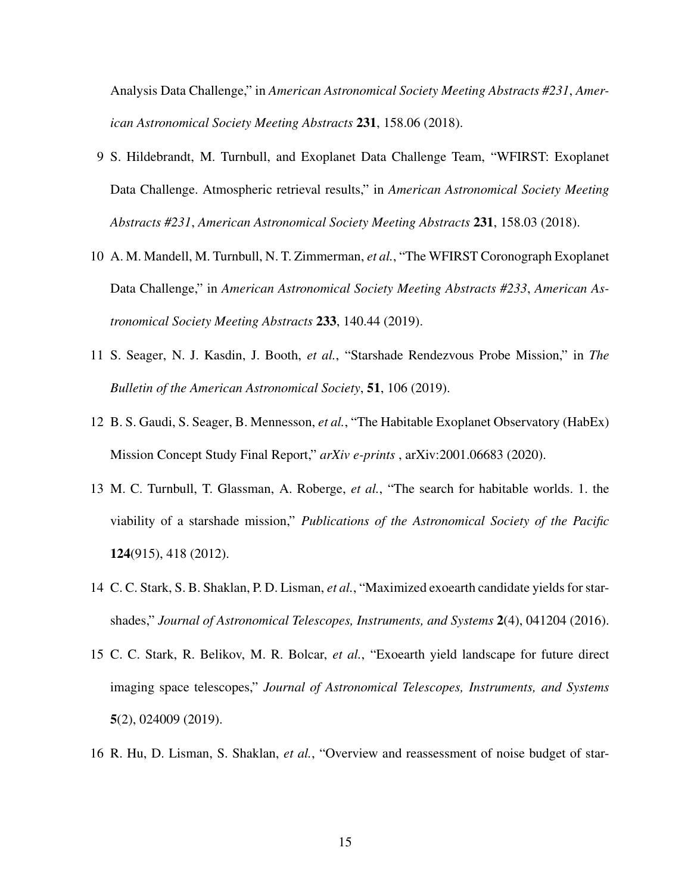Analysis Data Challenge," in *American Astronomical Society Meeting Abstracts #231*, *American Astronomical Society Meeting Abstracts* **231**, 158.06 (2018).

9 S. Hildebrandt, M. Turnbull, and Exoplanet Data Challenge Team, "WFIRST: Exoplanet Data Challenge. Atmospheric retrieval results," in *American Astronomical Society Meeting Abstracts #231*, *American Astronomical Society Meeting Abstracts* **231**, 158.03 (2018).

10 A. M. Mandell, M. Turnbull, N. T. Zimmerman, *et al.*, "The WFIRST Coronograph Exoplanet Data Challenge," in *American Astronomical Society Meeting Abstracts #233*, *American Astronomical Society Meeting Abstracts* **233**, 140.44 (2019).

11 S. Seager, N. J. Kasdin, J. Booth, *et al.*, "Starshade Rendezvous Probe Mission," in *The Bulletin of the American Astronomical Society*, **51**, 106 (2019).

12 B. S. Gaudi, S. Seager, B. Mennesson, *et al.*, "The Habitable Exoplanet Observatory (HabEx) Mission Concept Study Final Report," *arXiv e-prints* , arXiv:2001.06683 (2020).

13 M. C. Turnbull, T. Glassman, A. Roberge, *et al.*, "The search for habitable worlds. 1. the viability of a starshade mission," *Publications of the Astronomical Society of the Pacific* **124**(915), 418 (2012).

14 C. C. Stark, S. B. Shaklan, P. D. Lisman, *et al.*, "Maximized exoearth candidate yields for starshades," *Journal of Astronomical Telescopes, Instruments, and Systems* **2**(4), 041204 (2016).

15 C. C. Stark, R. Belikov, M. R. Bolcar, *et al.*, "Exoearth yield landscape for future direct imaging space telescopes," *Journal of Astronomical Telescopes, Instruments, and Systems* **5**(2), 024009 (2019).

16 R. Hu, D. Lisman, S. Shaklan, *et al.*, "Overview and reassessment of noise budget of star-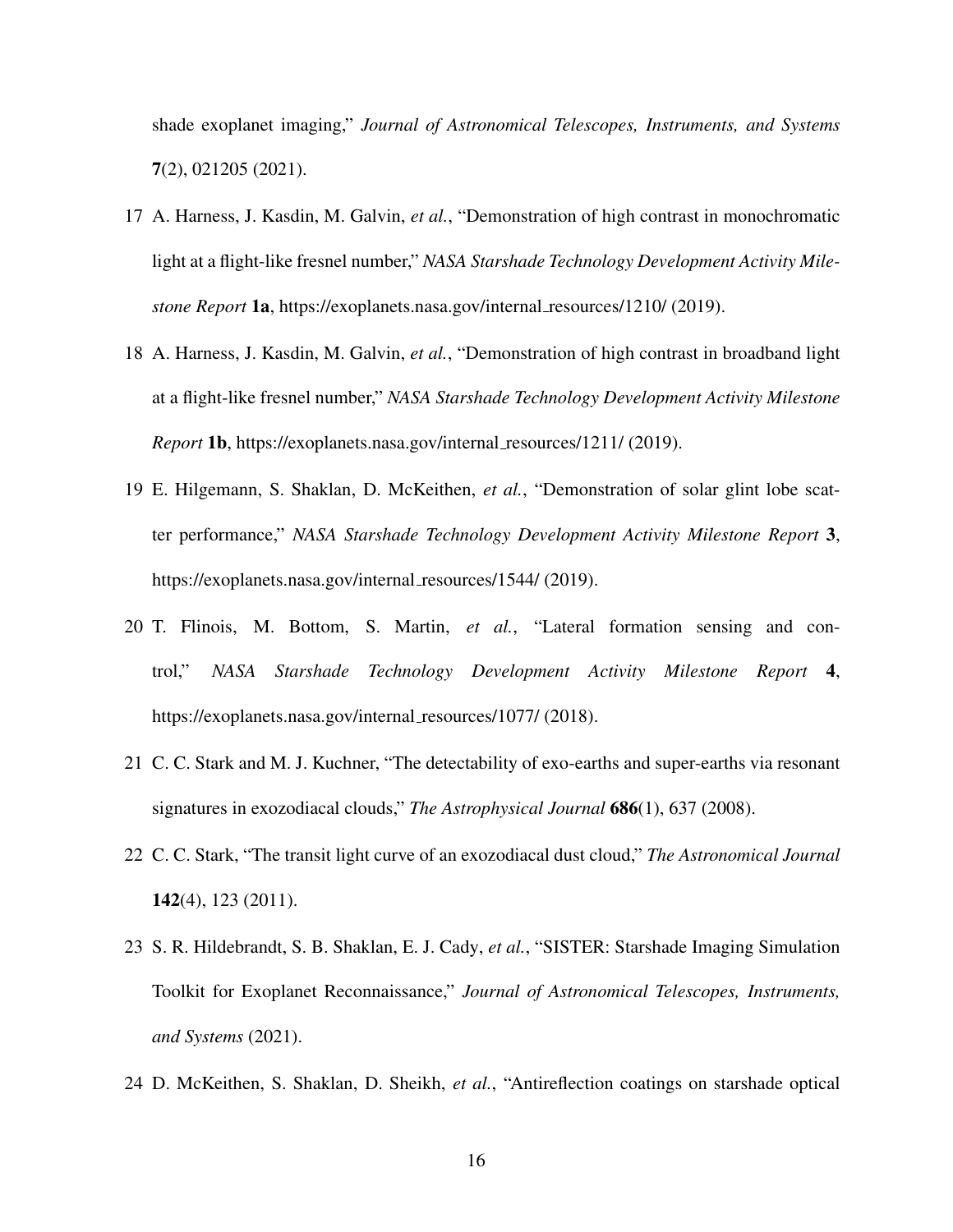shade exoplanet imaging," *Journal of Astronomical Telescopes, Instruments, and Systems* **7**(2), 021205 (2021).

17 A. Harness, J. Kasdin, M. Galvin, *et al.*, "Demonstration of high contrast in monochromatic light at a flight-like fresnel number," *NASA Starshade Technology Development Activity Milestone Report* **1a**, https://exoplanets.nasa.gov/internal_resources/1210/ (2019).

18 A. Harness, J. Kasdin, M. Galvin, *et al.*, "Demonstration of high contrast in broadband light at a flight-like fresnel number," *NASA Starshade Technology Development Activity Milestone Report* **1b**, https://exoplanets.nasa.gov/internal_resources/1211/ (2019).

19 E. Hilgemann, S. Shaklan, D. McKeithen, *et al.*, "Demonstration of solar glint lobe scatter performance," *NASA Starshade Technology Development Activity Milestone Report* **3**, https://exoplanets.nasa.gov/internal_resources/1544/ (2019).

20 T. Flinois, M. Bottom, S. Martin, *et al.*, "Lateral formation sensing and control," *NASA Starshade Technology Development Activity Milestone Report* **4**, https://exoplanets.nasa.gov/internal_resources/1077/ (2018).

21 C. C. Stark and M. J. Kuchner, "The detectability of exo-earths and super-earths via resonant signatures in exozodiacal clouds," *The Astrophysical Journal* **686**(1), 637 (2008).

22 C. C. Stark, "The transit light curve of an exozodiacal dust cloud," *The Astronomical Journal* **142**(4), 123 (2011).

23 S. R. Hildebrandt, S. B. Shaklan, E. J. Cady, *et al.*, "SISTER: Starshade Imaging Simulation Toolkit for Exoplanet Reconnaissance," *Journal of Astronomical Telescopes, Instruments, and Systems* (2021).

24 D. McKeithen, S. Shaklan, D. Sheikh, *et al.*, "Antireflection coatings on starshade optical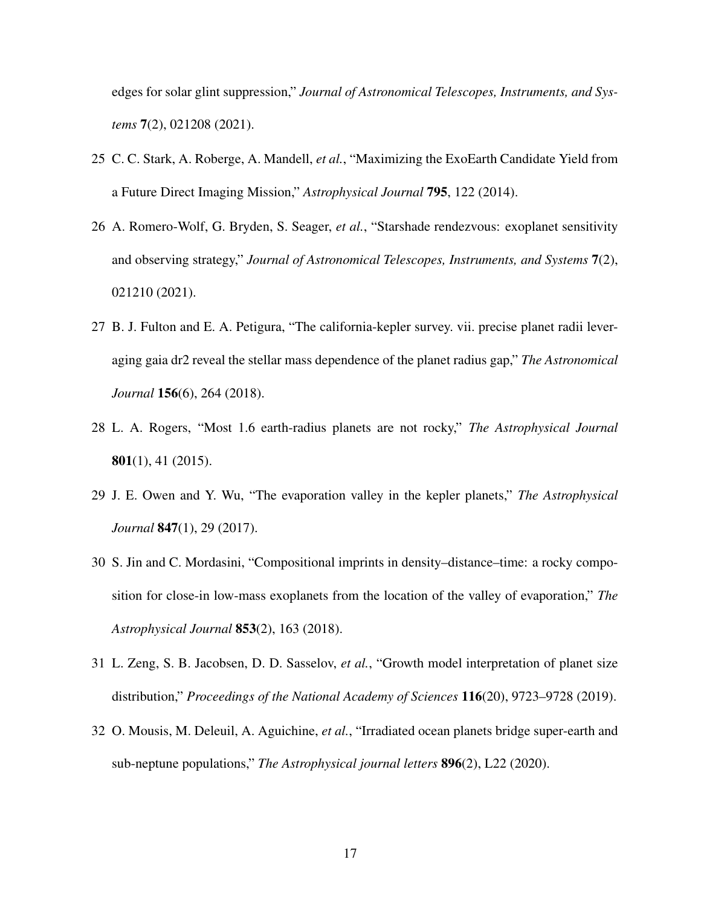edges for solar glint suppression," *Journal of Astronomical Telescopes, Instruments, and Systems* **7**(2), 021208 (2021).

25 C. C. Stark, A. Roberge, A. Mandell, *et al.*, "Maximizing the ExoEarth Candidate Yield from a Future Direct Imaging Mission," *Astrophysical Journal* **795**, 122 (2014).

26 A. Romero-Wolf, G. Bryden, S. Seager, *et al.*, "Starshade rendezvous: exoplanet sensitivity and observing strategy," *Journal of Astronomical Telescopes, Instruments, and Systems* **7**(2), 021210 (2021).

27 B. J. Fulton and E. A. Petigura, "The california-kepler survey. vii. precise planet radii leveraging gaia dr2 reveal the stellar mass dependence of the planet radius gap," *The Astronomical Journal* **156**(6), 264 (2018).

28 L. A. Rogers, "Most 1.6 earth-radius planets are not rocky," *The Astrophysical Journal* **801**(1), 41 (2015).

29 J. E. Owen and Y. Wu, "The evaporation valley in the kepler planets," *The Astrophysical Journal* **847**(1), 29 (2017).

30 S. Jin and C. Mordasini, "Compositional imprints in density–distance–time: a rocky composition for close-in low-mass exoplanets from the location of the valley of evaporation," *The Astrophysical Journal* **853**(2), 163 (2018).

31 L. Zeng, S. B. Jacobsen, D. D. Sasselov, *et al.*, "Growth model interpretation of planet size distribution," *Proceedings of the National Academy of Sciences* **116**(20), 9723–9728 (2019).

32 O. Mousis, M. Deleuil, A. Aguichine, *et al.*, "Irradiated ocean planets bridge super-earth and sub-neptune populations," *The Astrophysical journal letters* **896**(2), L22 (2020).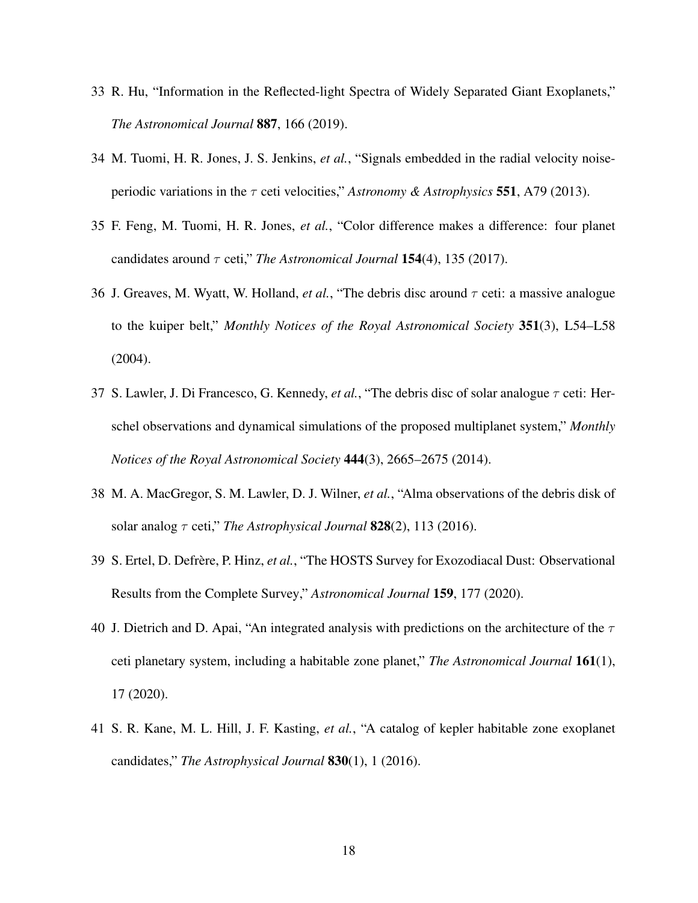33 R. Hu, "Information in the Reflected-light Spectra of Widely Separated Giant Exoplanets," *The Astronomical Journal* **887**, 166 (2019).

34 M. Tuomi, H. R. Jones, J. S. Jenkins, *et al.*, "Signals embedded in the radial velocity noise-periodic variations in the $\tau$ ceti velocities," *Astronomy & Astrophysics* **551**, A79 (2013).

35 F. Feng, M. Tuomi, H. R. Jones, *et al.*, "Color difference makes a difference: four planet candidates around $\tau$ ceti," *The Astronomical Journal* **154**(4), 135 (2017).

36 J. Greaves, M. Wyatt, W. Holland, *et al.*, "The debris disc around $\tau$ ceti: a massive analogue to the kuiper belt," *Monthly Notices of the Royal Astronomical Society* **351**(3), L54–L58 (2004).

37 S. Lawler, J. Di Francesco, G. Kennedy, *et al.*, "The debris disc of solar analogue $\tau$ ceti: Herschel observations and dynamical simulations of the proposed multiplanet system," *Monthly Notices of the Royal Astronomical Society* **444**(3), 2665–2675 (2014).

38 M. A. MacGregor, S. M. Lawler, D. J. Wilner, *et al.*, "Alma observations of the debris disk of solar analog $\tau$ ceti," *The Astrophysical Journal* **828**(2), 113 (2016).

39 S. Ertel, D. Defrère, P. Hinz, *et al.*, "The HOSTS Survey for Exozodiacal Dust: Observational Results from the Complete Survey," *Astronomical Journal* **159**, 177 (2020).

40 J. Dietrich and D. Apai, "An integrated analysis with predictions on the architecture of the $\tau$ ceti planetary system, including a habitable zone planet," *The Astronomical Journal* **161**(1), 17 (2020).

41 S. R. Kane, M. L. Hill, J. F. Kasting, *et al.*, "A catalog of kepler habitable zone exoplanet candidates," *The Astrophysical Journal* **830**(1), 1 (2016).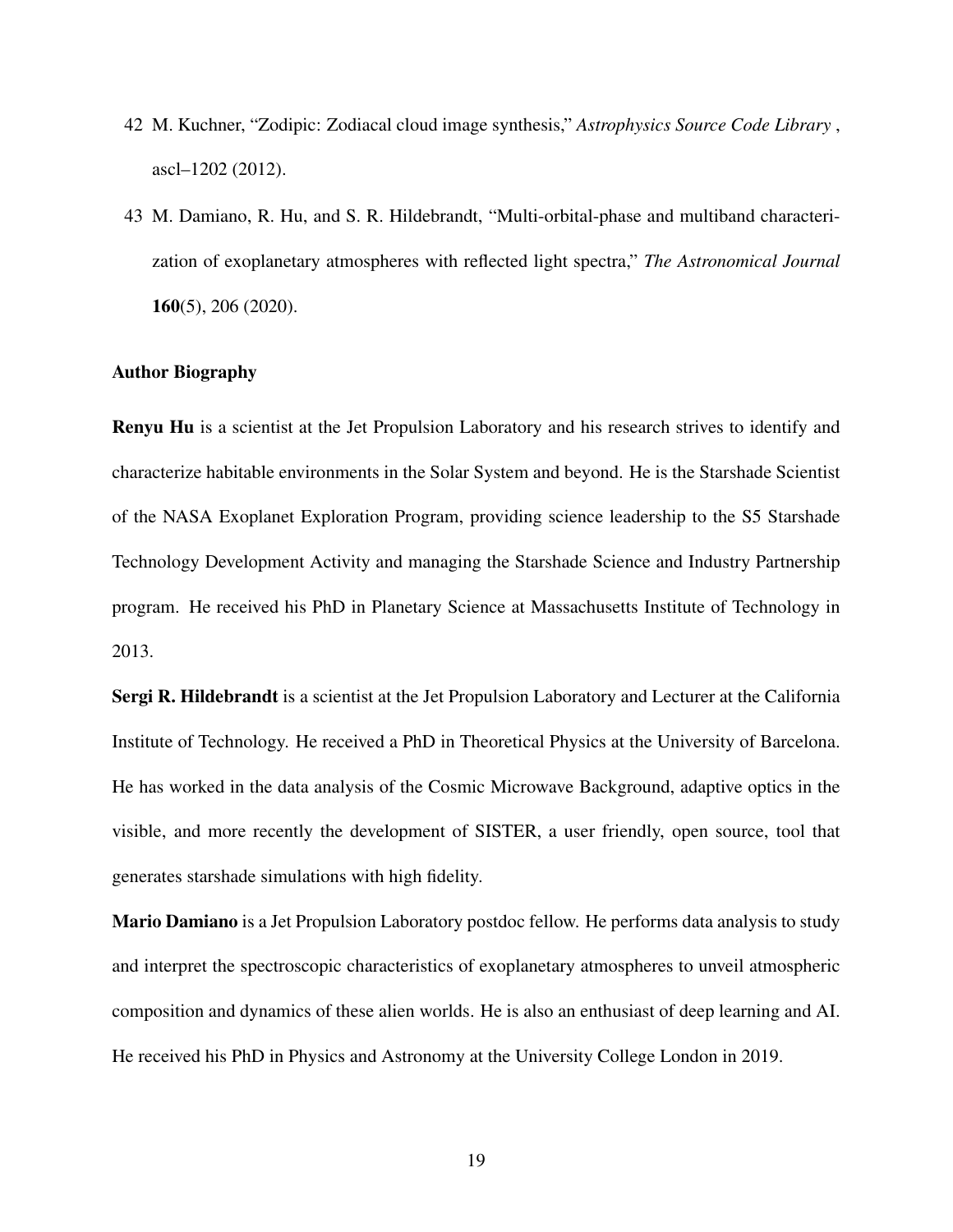42 M. Kuchner, "Zodipic: Zodiacal cloud image synthesis," *Astrophysics Source Code Library* , ascl–1202 (2012).

43 M. Damiano, R. Hu, and S. R. Hildebrandt, "Multi-orbital-phase and multiband characterization of exoplanetary atmospheres with reflected light spectra," *The Astronomical Journal* **160**(5), 206 (2020).

### Author Biography

**Renyu Hu** is a scientist at the Jet Propulsion Laboratory and his research strives to identify and characterize habitable environments in the Solar System and beyond. He is the Starshade Scientist of the NASA Exoplanet Exploration Program, providing science leadership to the S5 Starshade Technology Development Activity and managing the Starshade Science and Industry Partnership program. He received his PhD in Planetary Science at Massachusetts Institute of Technology in 2013.

**Sergi R. Hildebrandt** is a scientist at the Jet Propulsion Laboratory and Lecturer at the California Institute of Technology. He received a PhD in Theoretical Physics at the University of Barcelona. He has worked in the data analysis of the Cosmic Microwave Background, adaptive optics in the visible, and more recently the development of SISTER, a user friendly, open source, tool that generates starshade simulations with high fidelity.

**Mario Damiano** is a Jet Propulsion Laboratory postdoc fellow. He performs data analysis to study and interpret the spectroscopic characteristics of exoplanetary atmospheres to unveil atmospheric composition and dynamics of these alien worlds. He is also an enthusiast of deep learning and AI. He received his PhD in Physics and Astronomy at the University College London in 2019.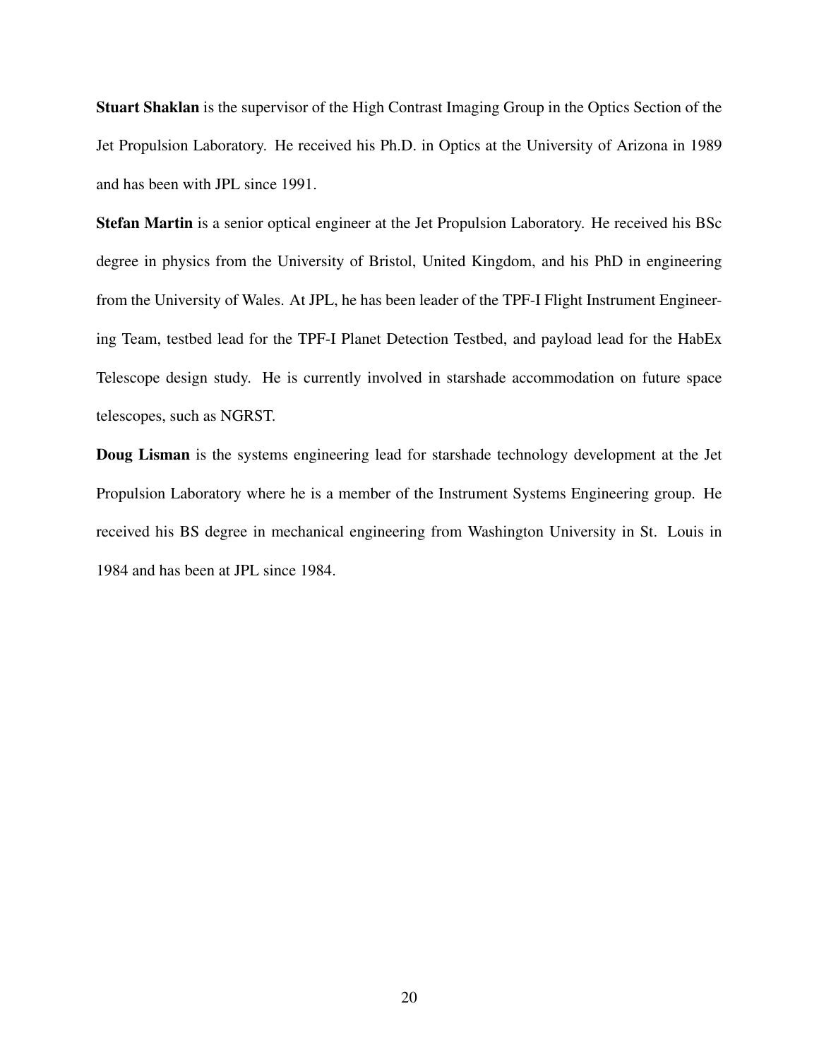**Stuart Shaklan** is the supervisor of the High Contrast Imaging Group in the Optics Section of the Jet Propulsion Laboratory. He received his Ph.D. in Optics at the University of Arizona in 1989 and has been with JPL since 1991.

**Stefan Martin** is a senior optical engineer at the Jet Propulsion Laboratory. He received his BSc degree in physics from the University of Bristol, United Kingdom, and his PhD in engineering from the University of Wales. At JPL, he has been leader of the TPF-I Flight Instrument Engineering Team, testbed lead for the TPF-I Planet Detection Testbed, and payload lead for the HabEx Telescope design study. He is currently involved in starshade accommodation on future space telescopes, such as NGRST.

**Doug Lisman** is the systems engineering lead for starshade technology development at the Jet Propulsion Laboratory where he is a member of the Instrument Systems Engineering group. He received his BS degree in mechanical engineering from Washington University in St. Louis in 1984 and has been at JPL since 1984.